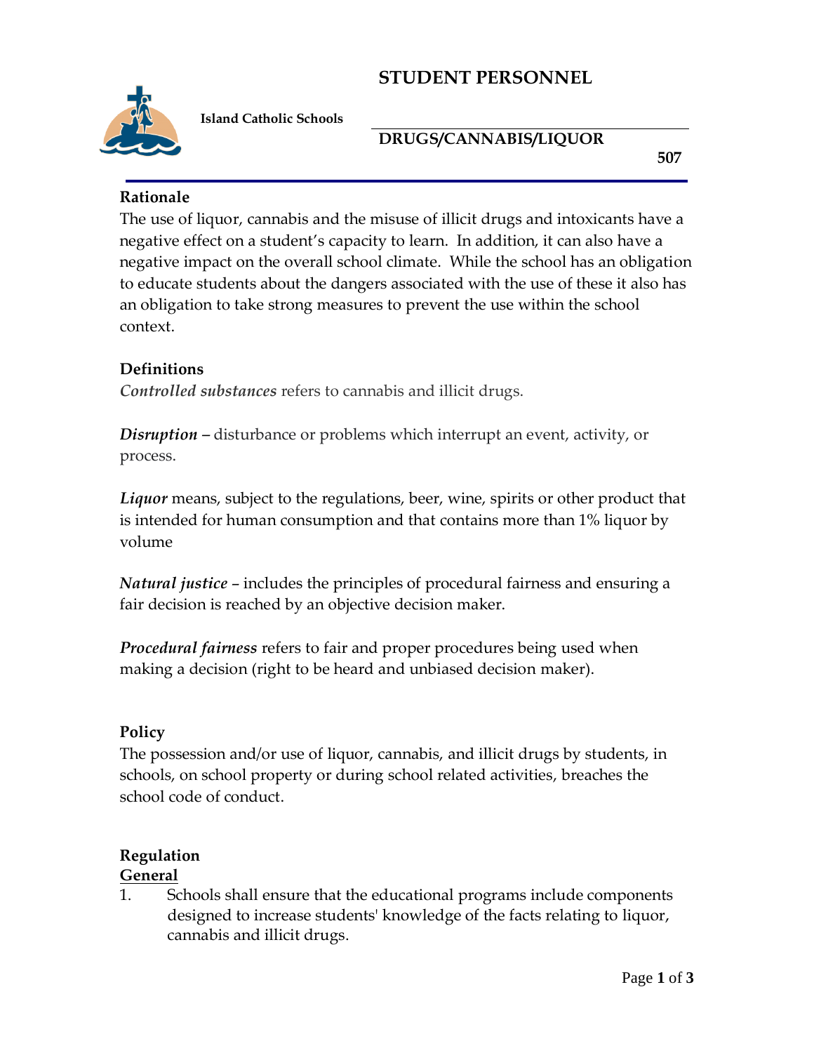# STUDENT PERSONNEL

**Island Catholic Schools**

## DRUGS/CANNABIS/LIQUOR

**507**

### Rationale

The use of liquor, cannabis and the misuse of illicit drugs and intoxicants have a negative effect on a student's capacity to learn. In addition, it can also have a negative impact on the overall school climate. While the school has an obligation to educate students about the dangers associated with the use of these it also has an obligation to take strong measures to prevent the use within the school context.

### Definitions

***Controlled substances*** refers to cannabis and illicit drugs.

***Disruption*** – disturbance or problems which interrupt an event, activity, or process.

***Liquor*** means, subject to the regulations, beer, wine, spirits or other product that is intended for human consumption and that contains more than 1% liquor by volume

***Natural justice*** – includes the principles of procedural fairness and ensuring a fair decision is reached by an objective decision maker.

***Procedural fairness*** refers to fair and proper procedures being used when making a decision (right to be heard and unbiased decision maker).

### Policy

The possession and/or use of liquor, cannabis, and illicit drugs by students, in schools, on school property or during school related activities, breaches the school code of conduct.

### Regulation

**General**

1. Schools shall ensure that the educational programs include components designed to increase students' knowledge of the facts relating to liquor, cannabis and illicit drugs.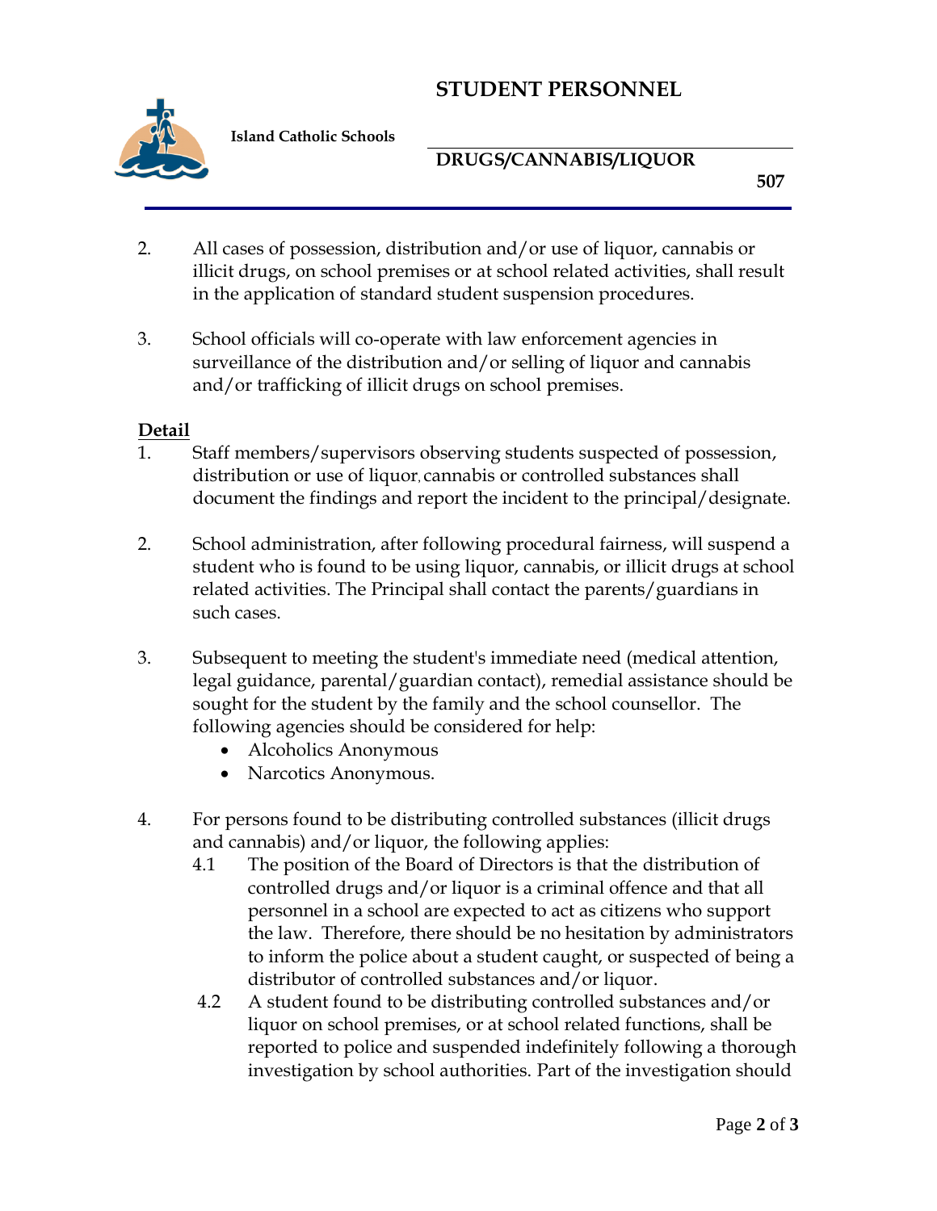2. All cases of possession, distribution and/or use of liquor, cannabis or illicit drugs, on school premises or at school related activities, shall result in the application of standard student suspension procedures.

3. School officials will co-operate with law enforcement agencies in surveillance of the distribution and/or selling of liquor and cannabis and/or trafficking of illicit drugs on school premises.

**Detail**

1. Staff members/supervisors observing students suspected of possession, distribution or use of liquor, cannabis or controlled substances shall document the findings and report the incident to the principal/designate.

2. School administration, after following procedural fairness, will suspend a student who is found to be using liquor, cannabis, or illicit drugs at school related activities. The Principal shall contact the parents/guardians in such cases.

3. Subsequent to meeting the student's immediate need (medical attention, legal guidance, parental/guardian contact), remedial assistance should be sought for the student by the family and the school counsellor. The following agencies should be considered for help:
   - Alcoholics Anonymous
   - Narcotics Anonymous.

4. For persons found to be distributing controlled substances (illicit drugs and cannabis) and/or liquor, the following applies:
   - 4.1 The position of the Board of Directors is that the distribution of controlled drugs and/or liquor is a criminal offence and that all personnel in a school are expected to act as citizens who support the law. Therefore, there should be no hesitation by administrators to inform the police about a student caught, or suspected of being a distributor of controlled substances and/or liquor.
   - 4.2 A student found to be distributing controlled substances and/or liquor on school premises, or at school related functions, shall be reported to police and suspended indefinitely following a thorough investigation by school authorities. Part of the investigation should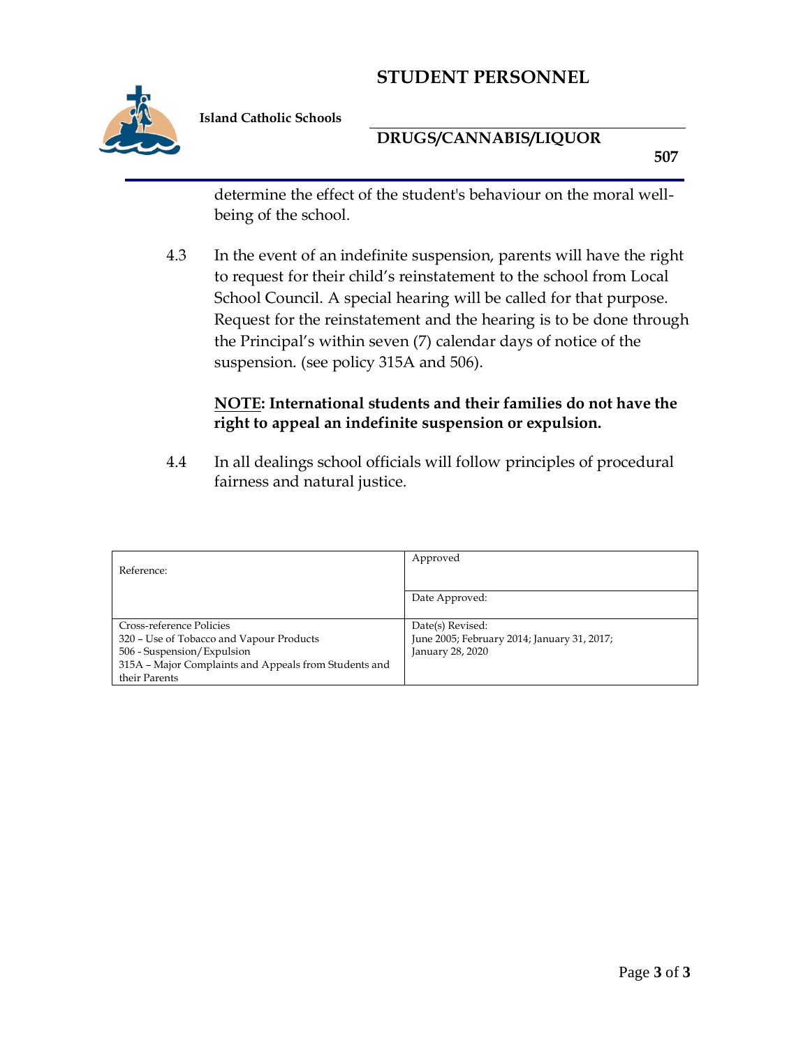determine the effect of the student's behaviour on the moral well-being of the school.

4.3 In the event of an indefinite suspension, parents will have the right to request for their child's reinstatement to the school from Local School Council. A special hearing will be called for that purpose. Request for the reinstatement and the hearing is to be done through the Principal's within seven (7) calendar days of notice of the suspension. (see policy 315A and 506).

**<u>NOTE</u>: International students and their families do not have the right to appeal an indefinite suspension or expulsion.**

4.4 In all dealings school officials will follow principles of procedural fairness and natural justice.

| | |
|---|---|
| Reference: | Approved |
| | Date Approved: |
| Cross-reference Policies<br>320 – Use of Tobacco and Vapour Products<br>506 - Suspension/Expulsion<br>315A – Major Complaints and Appeals from Students and their Parents | Date(s) Revised:<br>June 2005; February 2014; January 31, 2017; January 28, 2020 |